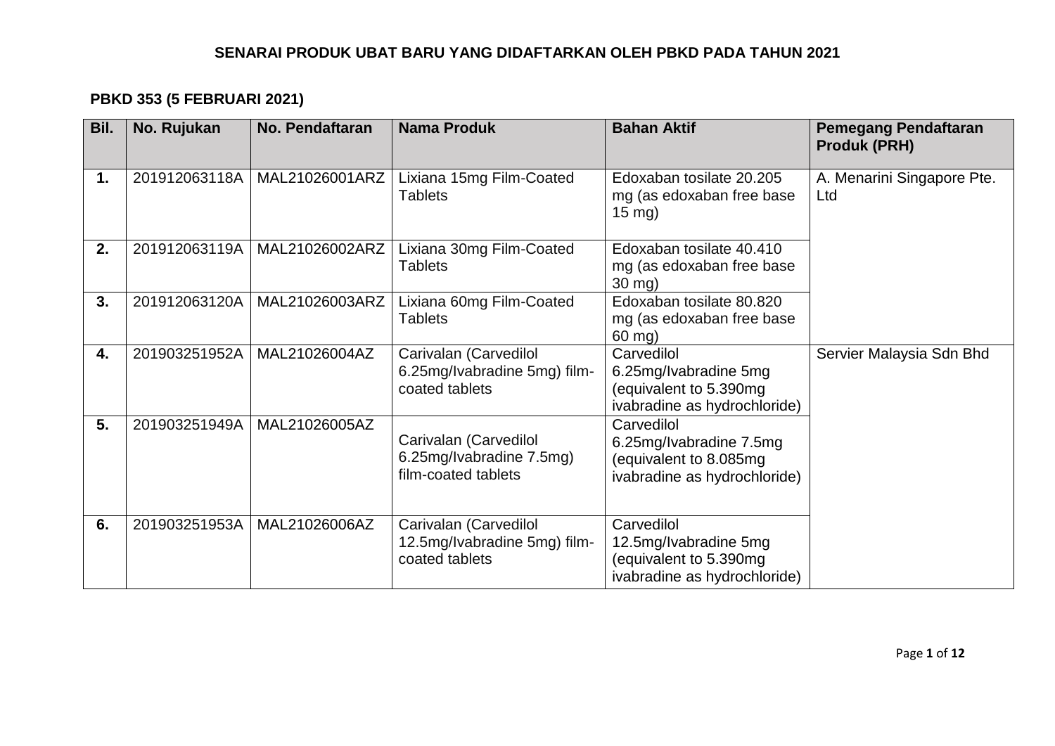# SENARAI PRODUK UBAT BARU YANG DIDAFTARKAN OLEH PBKD PADA TAHUN 2021

## PBKD 353 (5 FEBRUARI 2021)

| Bil. | No. Rujukan | No. Pendaftaran | Nama Produk | Bahan Aktif | Pemegang Pendaftaran Produk (PRH) |
|---|---|---|---|---|---|
| 1. | 201912063118A | MAL21026001ARZ | Lixiana 15mg Film-Coated Tablets | Edoxaban tosilate 20.205 mg (as edoxaban free base 15 mg) | A. Menarini Singapore Pte. Ltd |
| 2. | 201912063119A | MAL21026002ARZ | Lixiana 30mg Film-Coated Tablets | Edoxaban tosilate 40.410 mg (as edoxaban free base 30 mg) | |
| 3. | 201912063120A | MAL21026003ARZ | Lixiana 60mg Film-Coated Tablets | Edoxaban tosilate 80.820 mg (as edoxaban free base 60 mg) | |
| 4. | 201903251952A | MAL21026004AZ | Carivalan (Carvedilol 6.25mg/Ivabradine 5mg) film-coated tablets | Carvedilol 6.25mg/Ivabradine 5mg (equivalent to 5.390mg ivabradine as hydrochloride) | Servier Malaysia Sdn Bhd |
| 5. | 201903251949A | MAL21026005AZ | Carivalan (Carvedilol 6.25mg/Ivabradine 7.5mg) film-coated tablets | Carvedilol 6.25mg/Ivabradine 7.5mg (equivalent to 8.085mg ivabradine as hydrochloride) | |
| 6. | 201903251953A | MAL21026006AZ | Carivalan (Carvedilol 12.5mg/Ivabradine 5mg) film-coated tablets | Carvedilol 12.5mg/Ivabradine 5mg (equivalent to 5.390mg ivabradine as hydrochloride) | |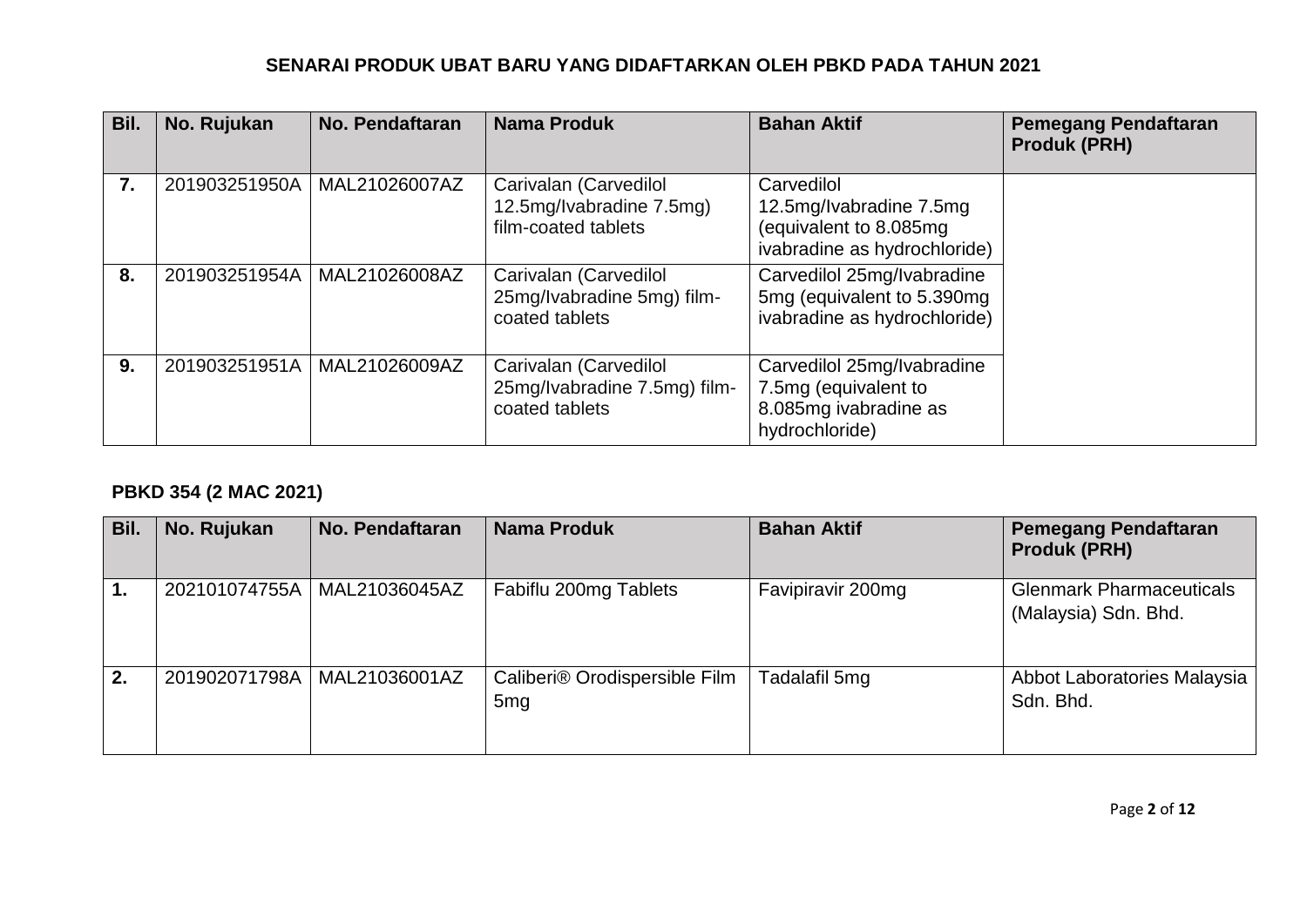## SENARAI PRODUK UBAT BARU YANG DIDAFTARKAN OLEH PBKD PADA TAHUN 2021

| Bil. | No. Rujukan | No. Pendaftaran | Nama Produk | Bahan Aktif | Pemegang Pendaftaran Produk (PRH) |
|---|---|---|---|---|---|
| 7. | 201903251950A | MAL21026007AZ | Carivalan (Carvedilol 12.5mg/Ivabradine 7.5mg) film-coated tablets | Carvedilol 12.5mg/Ivabradine 7.5mg (equivalent to 8.085mg ivabradine as hydrochloride) | |
| 8. | 201903251954A | MAL21026008AZ | Carivalan (Carvedilol 25mg/Ivabradine 5mg) film-coated tablets | Carvedilol 25mg/Ivabradine 5mg (equivalent to 5.390mg ivabradine as hydrochloride) | |
| 9. | 201903251951A | MAL21026009AZ | Carivalan (Carvedilol 25mg/Ivabradine 7.5mg) film-coated tablets | Carvedilol 25mg/Ivabradine 7.5mg (equivalent to 8.085mg ivabradine as hydrochloride) | |

### PBKD 354 (2 MAC 2021)

| Bil. | No. Rujukan | No. Pendaftaran | Nama Produk | Bahan Aktif | Pemegang Pendaftaran Produk (PRH) |
|---|---|---|---|---|---|
| 1. | 202101074755A | MAL21036045AZ | Fabiflu 200mg Tablets | Favipiravir 200mg | Glenmark Pharmaceuticals (Malaysia) Sdn. Bhd. |
| 2. | 201902071798A | MAL21036001AZ | Caliberi® Orodispersible Film 5mg | Tadalafil 5mg | Abbot Laboratories Malaysia Sdn. Bhd. |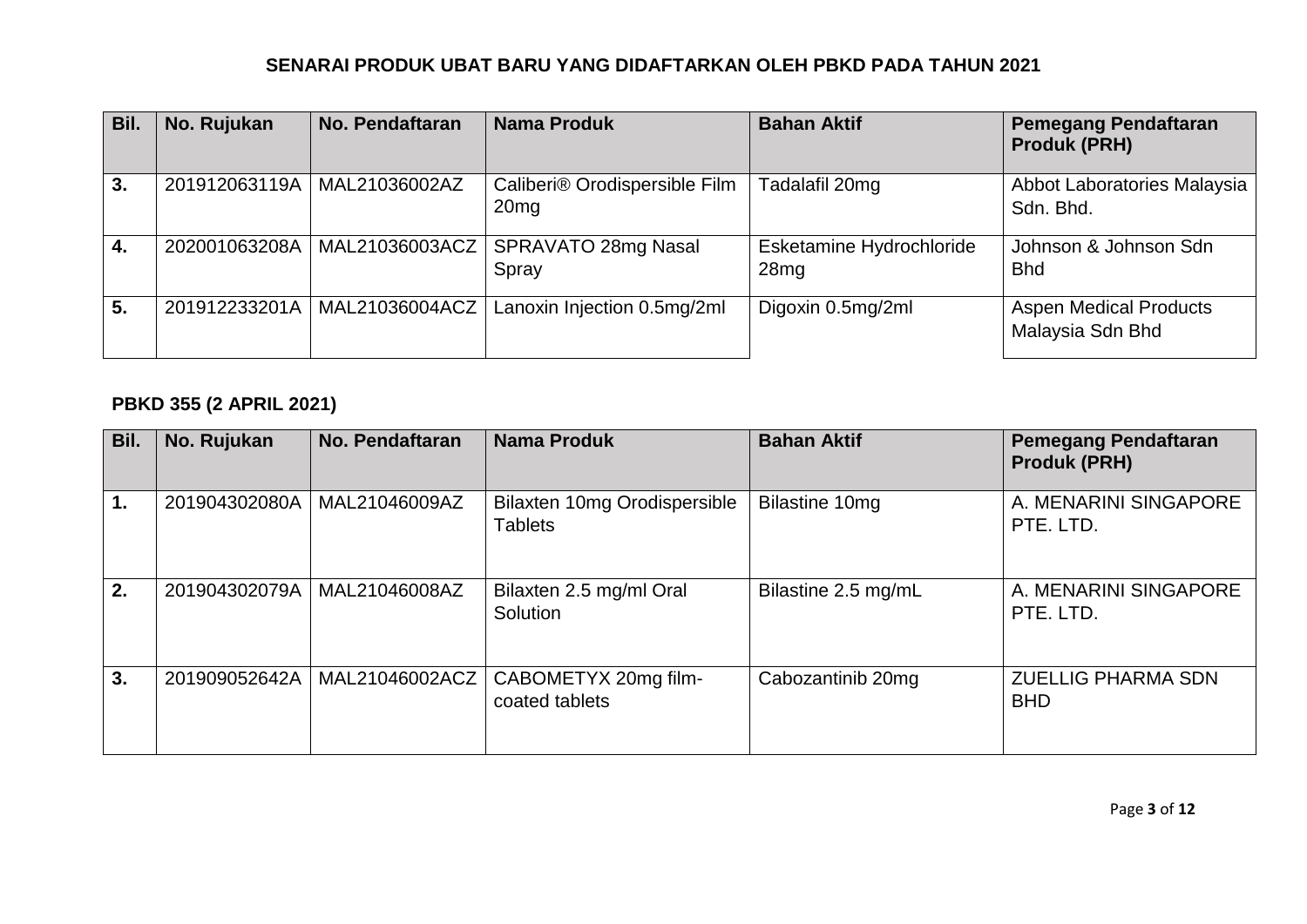## SENARAI PRODUK UBAT BARU YANG DIDAFTARKAN OLEH PBKD PADA TAHUN 2021

| Bil. | No. Rujukan | No. Pendaftaran | Nama Produk | Bahan Aktif | Pemegang Pendaftaran Produk (PRH) |
|---|---|---|---|---|---|
| 3. | 201912063119A | MAL21036002AZ | Caliberi® Orodispersible Film 20mg | Tadalafil 20mg | Abbot Laboratories Malaysia Sdn. Bhd. |
| 4. | 202001063208A | MAL21036003ACZ | SPRAVATO 28mg Nasal Spray | Esketamine Hydrochloride 28mg | Johnson & Johnson Sdn Bhd |
| 5. | 201912233201A | MAL21036004ACZ | Lanoxin Injection 0.5mg/2ml | Digoxin 0.5mg/2ml | Aspen Medical Products Malaysia Sdn Bhd |

**PBKD 355 (2 APRIL 2021)**

| Bil. | No. Rujukan | No. Pendaftaran | Nama Produk | Bahan Aktif | Pemegang Pendaftaran Produk (PRH) |
|---|---|---|---|---|---|
| 1. | 201904302080A | MAL21046009AZ | Bilaxten 10mg Orodispersible Tablets | Bilastine 10mg | A. MENARINI SINGAPORE PTE. LTD. |
| 2. | 201904302079A | MAL21046008AZ | Bilaxten 2.5 mg/ml Oral Solution | Bilastine 2.5 mg/mL | A. MENARINI SINGAPORE PTE. LTD. |
| 3. | 201909052642A | MAL21046002ACZ | CABOMETYX 20mg film-coated tablets | Cabozantinib 20mg | ZUELLIG PHARMA SDN BHD |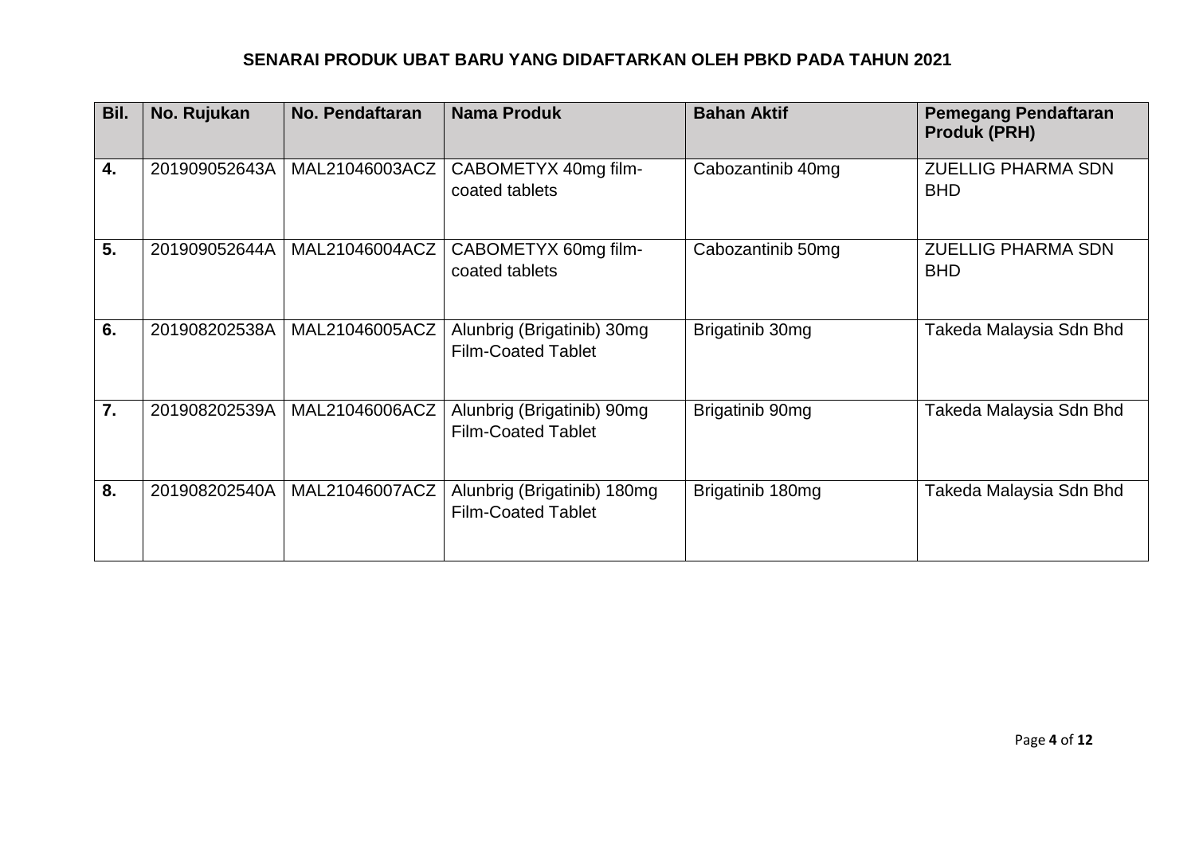**SENARAI PRODUK UBAT BARU YANG DIDAFTARKAN OLEH PBKD PADA TAHUN 2021**

| Bil. | No. Rujukan | No. Pendaftaran | Nama Produk | Bahan Aktif | Pemegang Pendaftaran Produk (PRH) |
|---|---|---|---|---|---|
| **4.** | 201909052643A | MAL21046003ACZ | CABOMETYX 40mg film-coated tablets | Cabozantinib 40mg | ZUELLIG PHARMA SDN BHD |
| **5.** | 201909052644A | MAL21046004ACZ | CABOMETYX 60mg film-coated tablets | Cabozantinib 50mg | ZUELLIG PHARMA SDN BHD |
| **6.** | 201908202538A | MAL21046005ACZ | Alunbrig (Brigatinib) 30mg Film-Coated Tablet | Brigatinib 30mg | Takeda Malaysia Sdn Bhd |
| **7.** | 201908202539A | MAL21046006ACZ | Alunbrig (Brigatinib) 90mg Film-Coated Tablet | Brigatinib 90mg | Takeda Malaysia Sdn Bhd |
| **8.** | 201908202540A | MAL21046007ACZ | Alunbrig (Brigatinib) 180mg Film-Coated Tablet | Brigatinib 180mg | Takeda Malaysia Sdn Bhd |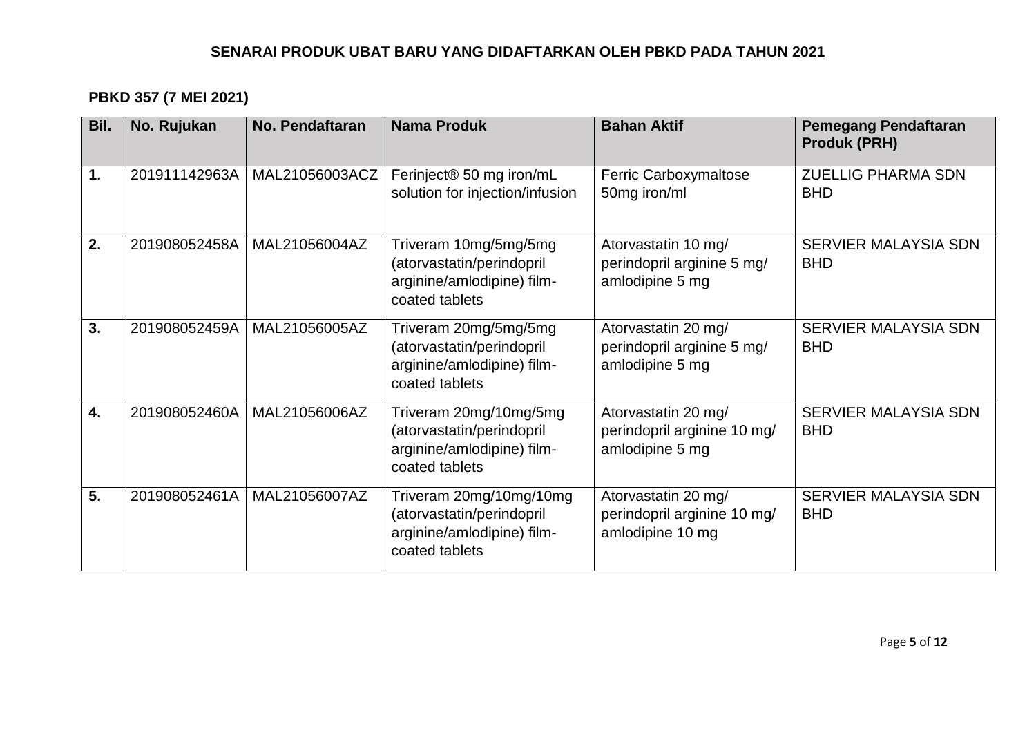## SENARAI PRODUK UBAT BARU YANG DIDAFTARKAN OLEH PBKD PADA TAHUN 2021

### PBKD 357 (7 MEI 2021)

| Bil. | No. Rujukan | No. Pendaftaran | Nama Produk | Bahan Aktif | Pemegang Pendaftaran Produk (PRH) |
|---|---|---|---|---|---|
| 1. | 201911142963A | MAL21056003ACZ | Ferinject® 50 mg iron/mL solution for injection/infusion | Ferric Carboxymaltose 50mg iron/ml | ZUELLIG PHARMA SDN BHD |
| 2. | 201908052458A | MAL21056004AZ | Triveram 10mg/5mg/5mg (atorvastatin/perindopril arginine/amlodipine) film-coated tablets | Atorvastatin 10 mg/ perindopril arginine 5 mg/ amlodipine 5 mg | SERVIER MALAYSIA SDN BHD |
| 3. | 201908052459A | MAL21056005AZ | Triveram 20mg/5mg/5mg (atorvastatin/perindopril arginine/amlodipine) film-coated tablets | Atorvastatin 20 mg/ perindopril arginine 5 mg/ amlodipine 5 mg | SERVIER MALAYSIA SDN BHD |
| 4. | 201908052460A | MAL21056006AZ | Triveram 20mg/10mg/5mg (atorvastatin/perindopril arginine/amlodipine) film-coated tablets | Atorvastatin 20 mg/ perindopril arginine 10 mg/ amlodipine 5 mg | SERVIER MALAYSIA SDN BHD |
| 5. | 201908052461A | MAL21056007AZ | Triveram 20mg/10mg/10mg (atorvastatin/perindopril arginine/amlodipine) film-coated tablets | Atorvastatin 20 mg/ perindopril arginine 10 mg/ amlodipine 10 mg | SERVIER MALAYSIA SDN BHD |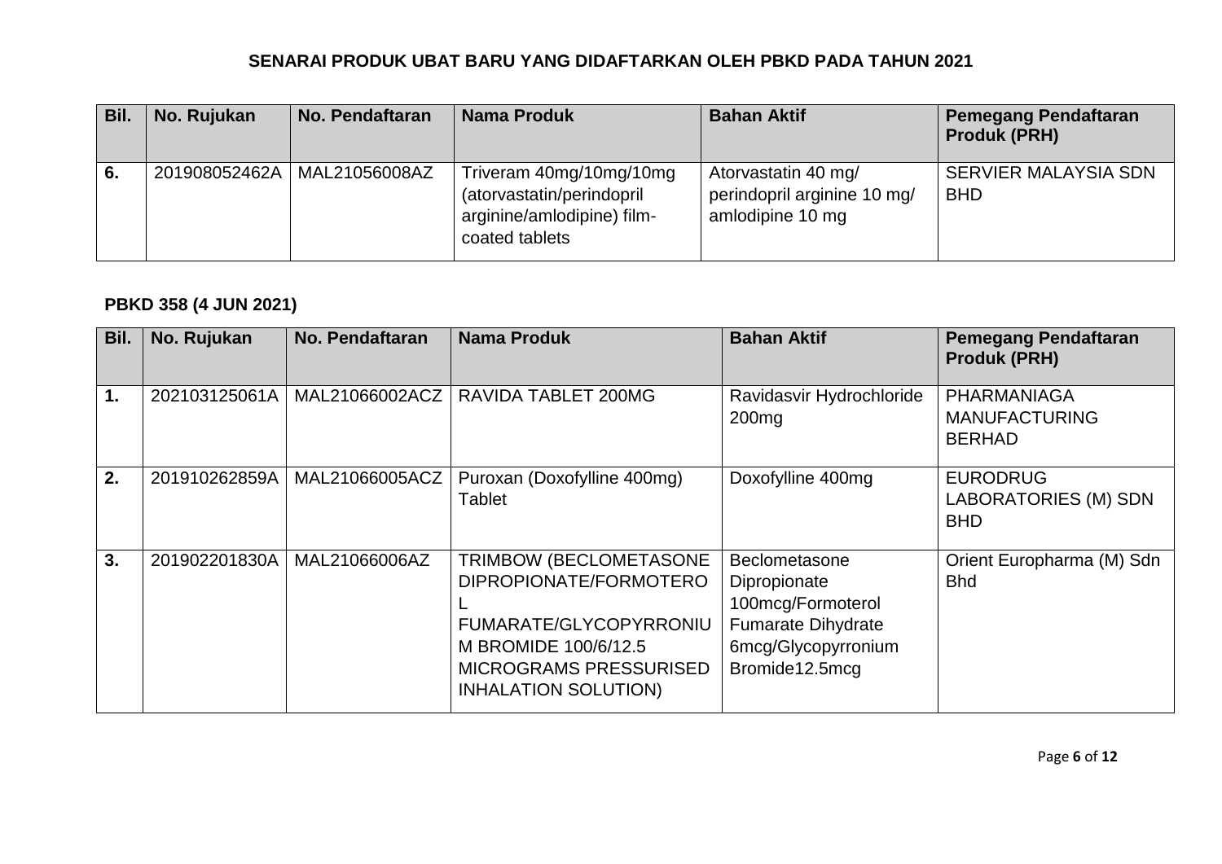### SENARAI PRODUK UBAT BARU YANG DIDAFTARKAN OLEH PBKD PADA TAHUN 2021

| Bil. | No. Rujukan | No. Pendaftaran | Nama Produk | Bahan Aktif | Pemegang Pendaftaran Produk (PRH) |
|---|---|---|---|---|---|
| 6. | 201908052462A | MAL21056008AZ | Triveram 40mg/10mg/10mg (atorvastatin/perindopril arginine/amlodipine) film-coated tablets | Atorvastatin 40 mg/ perindopril arginine 10 mg/ amlodipine 10 mg | SERVIER MALAYSIA SDN BHD |

**PBKD 358 (4 JUN 2021)**

| Bil. | No. Rujukan | No. Pendaftaran | Nama Produk | Bahan Aktif | Pemegang Pendaftaran Produk (PRH) |
|---|---|---|---|---|---|
| 1. | 202103125061A | MAL21066002ACZ | RAVIDA TABLET 200MG | Ravidasvir Hydrochloride 200mg | PHARMANIAGA MANUFACTURING BERHAD |
| 2. | 201910262859A | MAL21066005ACZ | Puroxan (Doxofylline 400mg) Tablet | Doxofylline 400mg | EURODRUG LABORATORIES (M) SDN BHD |
| 3. | 201902201830A | MAL21066006AZ | TRIMBOW (BECLOMETASONE DIPROPIONATE/FORMOTEROL FUMARATE/GLYCOPYRRONIUM BROMIDE 100/6/12.5 MICROGRAMS PRESSURISED INHALATION SOLUTION) | Beclometasone Dipropionate 100mcg/Formoterol Fumarate Dihydrate 6mcg/Glycopyrronium Bromide12.5mcg | Orient Europharma (M) Sdn Bhd |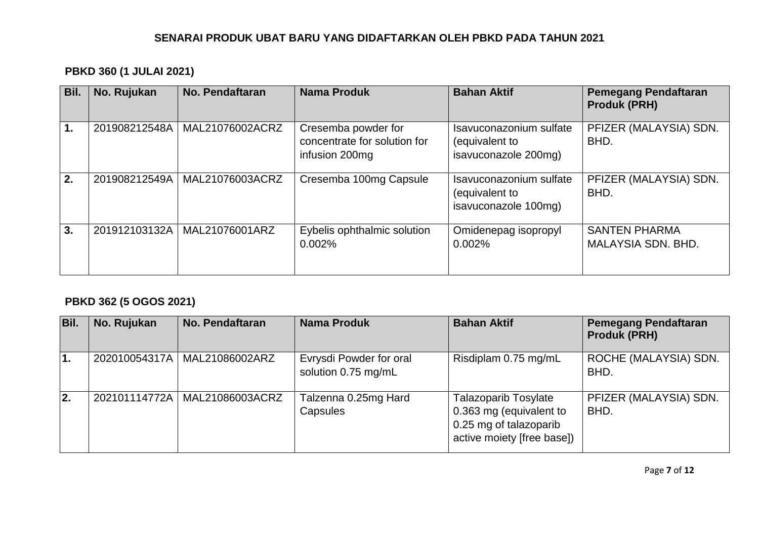# SENARAI PRODUK UBAT BARU YANG DIDAFTARKAN OLEH PBKD PADA TAHUN 2021

## PBKD 360 (1 JULAI 2021)

| Bil. | No. Rujukan | No. Pendaftaran | Nama Produk | Bahan Aktif | Pemegang Pendaftaran Produk (PRH) |
|---|---|---|---|---|---|
| 1. | 201908212548A | MAL21076002ACRZ | Cresemba powder for concentrate for solution for infusion 200mg | Isavuconazonium sulfate (equivalent to isavuconazole 200mg) | PFIZER (MALAYSIA) SDN. BHD. |
| 2. | 201908212549A | MAL21076003ACRZ | Cresemba 100mg Capsule | Isavuconazonium sulfate (equivalent to isavuconazole 100mg) | PFIZER (MALAYSIA) SDN. BHD. |
| 3. | 201912103132A | MAL21076001ARZ | Eybelis ophthalmic solution 0.002% | Omidenepag isopropyl 0.002% | SANTEN PHARMA MALAYSIA SDN. BHD. |

## PBKD 362 (5 OGOS 2021)

| Bil. | No. Rujukan | No. Pendaftaran | Nama Produk | Bahan Aktif | Pemegang Pendaftaran Produk (PRH) |
|---|---|---|---|---|---|
| 1. | 202010054317A | MAL21086002ARZ | Evrysdi Powder for oral solution 0.75 mg/mL | Risdiplam 0.75 mg/mL | ROCHE (MALAYSIA) SDN. BHD. |
| 2. | 202101114772A | MAL21086003ACRZ | Talzenna 0.25mg Hard Capsules | Talazoparib Tosylate 0.363 mg (equivalent to 0.25 mg of talazoparib active moiety [free base]) | PFIZER (MALAYSIA) SDN. BHD. |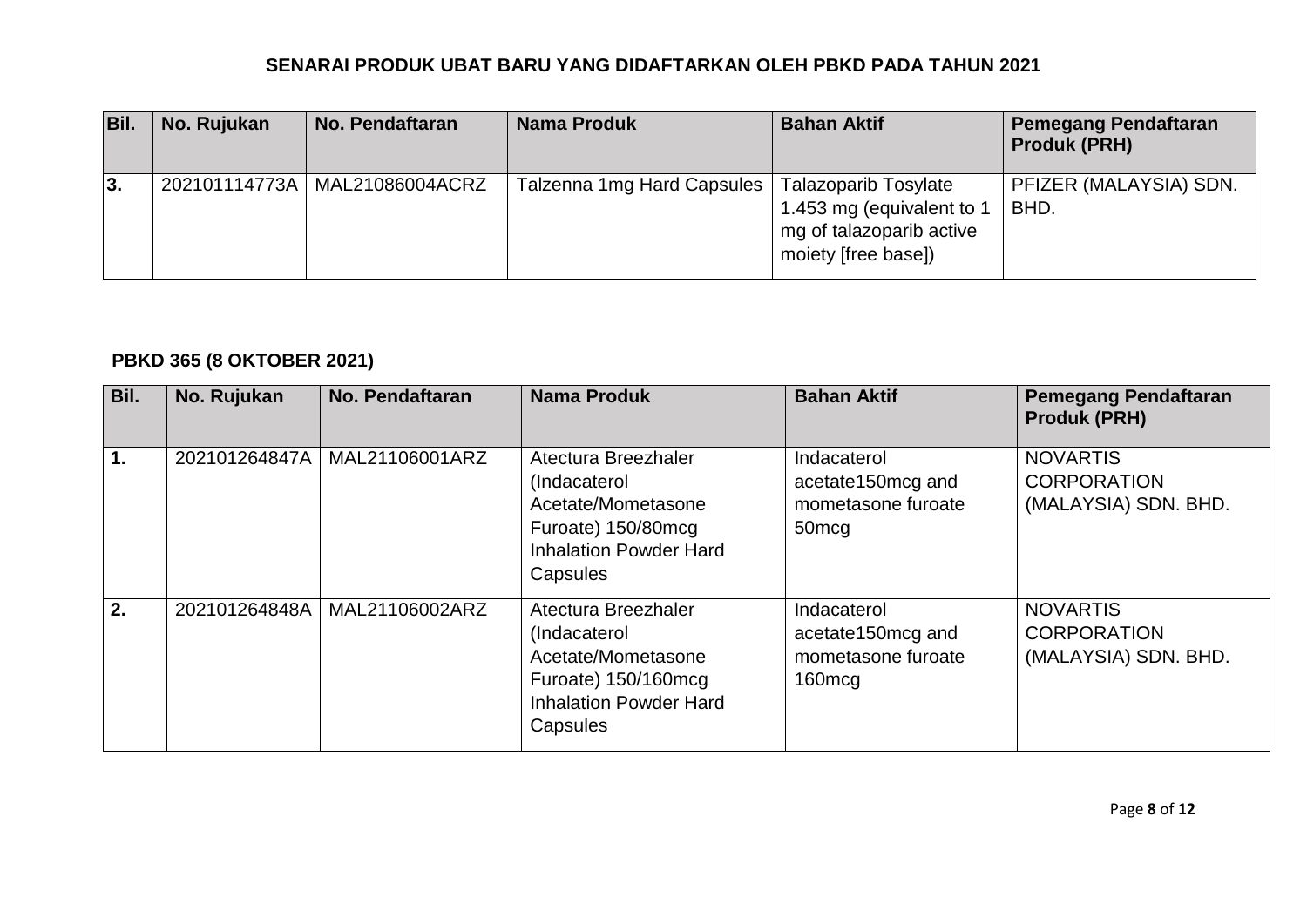## SENARAI PRODUK UBAT BARU YANG DIDAFTARKAN OLEH PBKD PADA TAHUN 2021

| Bil. | No. Rujukan | No. Pendaftaran | Nama Produk | Bahan Aktif | Pemegang Pendaftaran Produk (PRH) |
|---|---|---|---|---|---|
| 3. | 202101114773A | MAL21086004ACRZ | Talzenna 1mg Hard Capsules | Talazoparib Tosylate 1.453 mg (equivalent to 1 mg of talazoparib active moiety [free base]) | PFIZER (MALAYSIA) SDN. BHD. |

### PBKD 365 (8 OKTOBER 2021)

| Bil. | No. Rujukan | No. Pendaftaran | Nama Produk | Bahan Aktif | Pemegang Pendaftaran Produk (PRH) |
|---|---|---|---|---|---|
| 1. | 202101264847A | MAL21106001ARZ | Atectura Breezhaler (Indacaterol Acetate/Mometasone Furoate) 150/80mcg Inhalation Powder Hard Capsules | Indacaterol acetate150mcg and mometasone furoate 50mcg | NOVARTIS CORPORATION (MALAYSIA) SDN. BHD. |
| 2. | 202101264848A | MAL21106002ARZ | Atectura Breezhaler (Indacaterol Acetate/Mometasone Furoate) 150/160mcg Inhalation Powder Hard Capsules | Indacaterol acetate150mcg and mometasone furoate 160mcg | NOVARTIS CORPORATION (MALAYSIA) SDN. BHD. |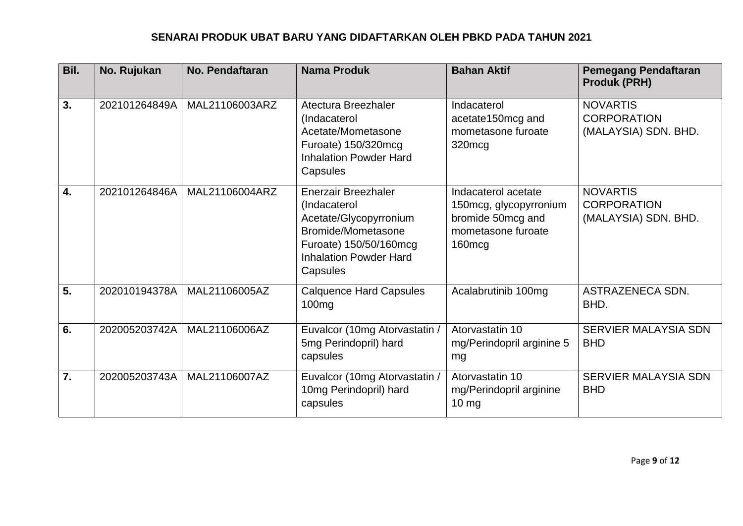## SENARAI PRODUK UBAT BARU YANG DIDAFTARKAN OLEH PBKD PADA TAHUN 2021

| Bil. | No. Rujukan | No. Pendaftaran | Nama Produk | Bahan Aktif | Pemegang Pendaftaran Produk (PRH) |
|---|---|---|---|---|---|
| 3. | 202101264849A | MAL21106003ARZ | Atectura Breezhaler (Indacaterol Acetate/Mometasone Furoate) 150/320mcg Inhalation Powder Hard Capsules | Indacaterol acetate150mcg and mometasone furoate 320mcg | NOVARTIS CORPORATION (MALAYSIA) SDN. BHD. |
| 4. | 202101264846A | MAL21106004ARZ | Enerzair Breezhaler (Indacaterol Acetate/Glycopyrronium Bromide/Mometasone Furoate) 150/50/160mcg Inhalation Powder Hard Capsules | Indacaterol acetate 150mcg, glycopyrronium bromide 50mcg and mometasone furoate 160mcg | NOVARTIS CORPORATION (MALAYSIA) SDN. BHD. |
| 5. | 202010194378A | MAL21106005AZ | Calquence Hard Capsules 100mg | Acalabrutinib 100mg | ASTRAZENECA SDN. BHD. |
| 6. | 202005203742A | MAL21106006AZ | Euvalcor (10mg Atorvastatin / 5mg Perindopril) hard capsules | Atorvastatin 10 mg/Perindopril arginine 5 mg | SERVIER MALAYSIA SDN BHD |
| 7. | 202005203743A | MAL21106007AZ | Euvalcor (10mg Atorvastatin / 10mg Perindopril) hard capsules | Atorvastatin 10 mg/Perindopril arginine 10 mg | SERVIER MALAYSIA SDN BHD |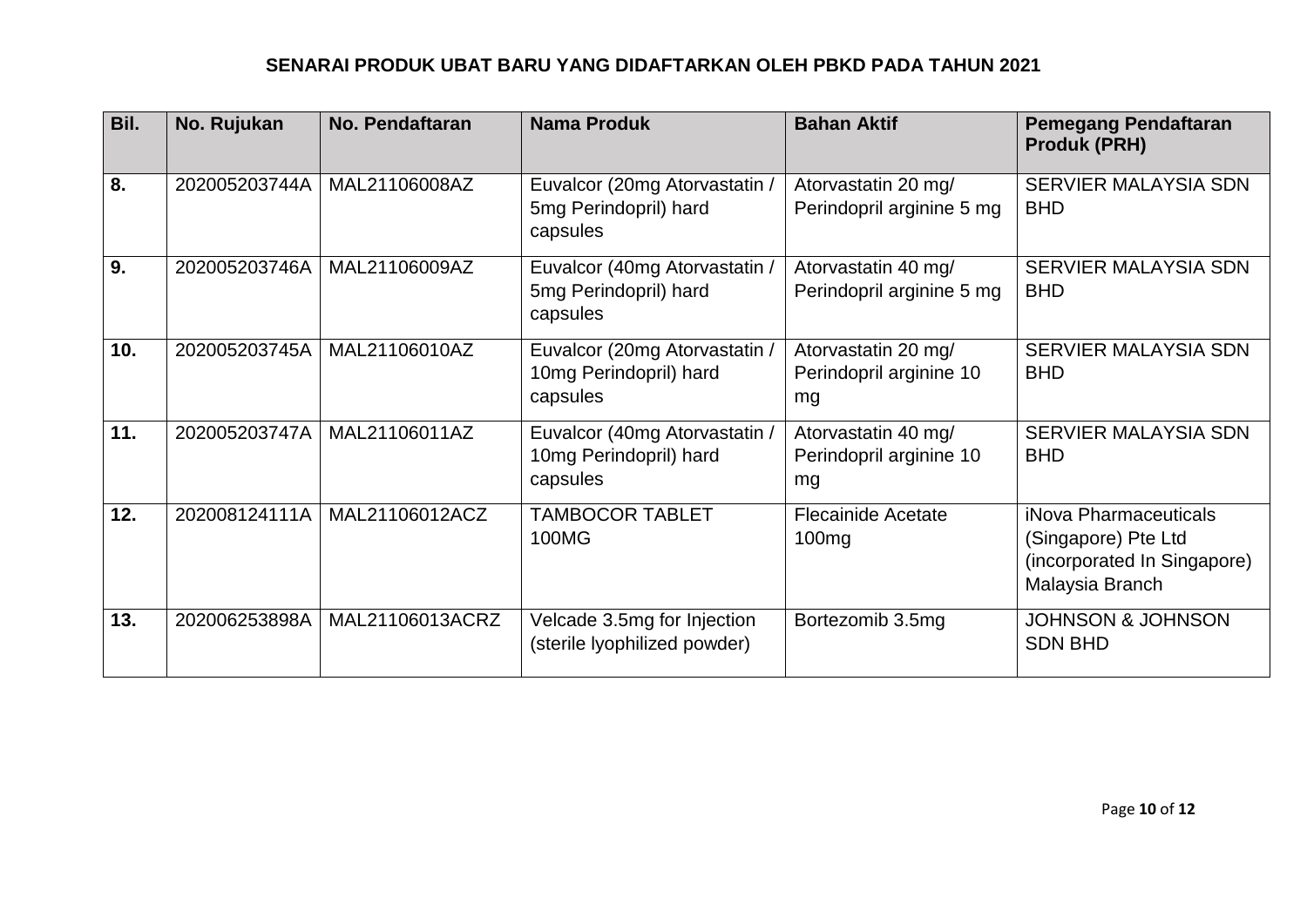### SENARAI PRODUK UBAT BARU YANG DIDAFTARKAN OLEH PBKD PADA TAHUN 2021

| Bil. | No. Rujukan | No. Pendaftaran | Nama Produk | Bahan Aktif | Pemegang Pendaftaran Produk (PRH) |
|---|---|---|---|---|---|
| 8. | 202005203744A | MAL21106008AZ | Euvalcor (20mg Atorvastatin / 5mg Perindopril) hard capsules | Atorvastatin 20 mg/ Perindopril arginine 5 mg | SERVIER MALAYSIA SDN BHD |
| 9. | 202005203746A | MAL21106009AZ | Euvalcor (40mg Atorvastatin / 5mg Perindopril) hard capsules | Atorvastatin 40 mg/ Perindopril arginine 5 mg | SERVIER MALAYSIA SDN BHD |
| 10. | 202005203745A | MAL21106010AZ | Euvalcor (20mg Atorvastatin / 10mg Perindopril) hard capsules | Atorvastatin 20 mg/ Perindopril arginine 10 mg | SERVIER MALAYSIA SDN BHD |
| 11. | 202005203747A | MAL21106011AZ | Euvalcor (40mg Atorvastatin / 10mg Perindopril) hard capsules | Atorvastatin 40 mg/ Perindopril arginine 10 mg | SERVIER MALAYSIA SDN BHD |
| 12. | 202008124111A | MAL21106012ACZ | TAMBOCOR TABLET 100MG | Flecainide Acetate 100mg | iNova Pharmaceuticals (Singapore) Pte Ltd (incorporated In Singapore) Malaysia Branch |
| 13. | 202006253898A | MAL21106013ACRZ | Velcade 3.5mg for Injection (sterile lyophilized powder) | Bortezomib 3.5mg | JOHNSON & JOHNSON SDN BHD |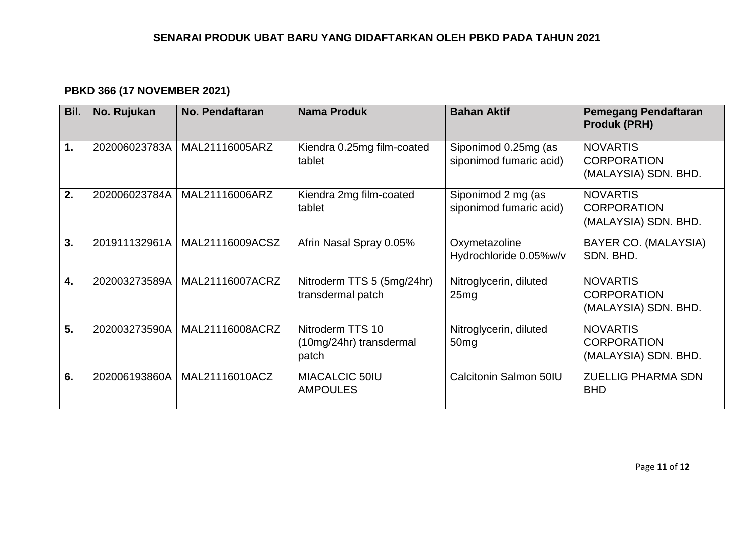# SENARAI PRODUK UBAT BARU YANG DIDAFTARKAN OLEH PBKD PADA TAHUN 2021

**PBKD 366 (17 NOVEMBER 2021)**

| Bil. | No. Rujukan | No. Pendaftaran | Nama Produk | Bahan Aktif | Pemegang Pendaftaran Produk (PRH) |
|---|---|---|---|---|---|
| 1. | 202006023783A | MAL21116005ARZ | Kiendra 0.25mg film-coated tablet | Siponimod 0.25mg (as siponimod fumaric acid) | NOVARTIS CORPORATION (MALAYSIA) SDN. BHD. |
| 2. | 202006023784A | MAL21116006ARZ | Kiendra 2mg film-coated tablet | Siponimod 2 mg (as siponimod fumaric acid) | NOVARTIS CORPORATION (MALAYSIA) SDN. BHD. |
| 3. | 201911132961A | MAL21116009ACSZ | Afrin Nasal Spray 0.05% | Oxymetazoline Hydrochloride 0.05%w/v | BAYER CO. (MALAYSIA) SDN. BHD. |
| 4. | 202003273589A | MAL21116007ACRZ | Nitroderm TTS 5 (5mg/24hr) transdermal patch | Nitroglycerin, diluted 25mg | NOVARTIS CORPORATION (MALAYSIA) SDN. BHD. |
| 5. | 202003273590A | MAL21116008ACRZ | Nitroderm TTS 10 (10mg/24hr) transdermal patch | Nitroglycerin, diluted 50mg | NOVARTIS CORPORATION (MALAYSIA) SDN. BHD. |
| 6. | 202006193860A | MAL21116010ACZ | MIACALCIC 50IU AMPOULES | Calcitonin Salmon 50IU | ZUELLIG PHARMA SDN BHD |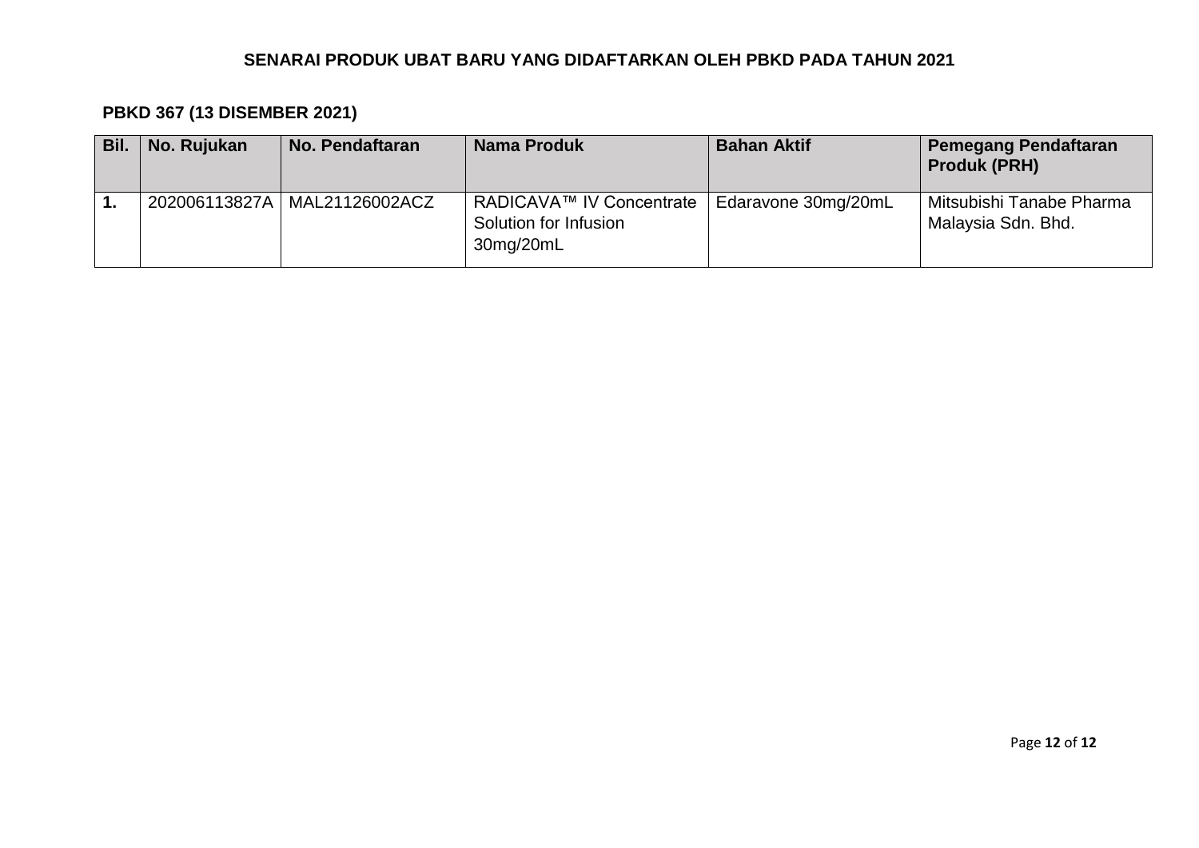# SENARAI PRODUK UBAT BARU YANG DIDAFTARKAN OLEH PBKD PADA TAHUN 2021

## PBKD 367 (13 DISEMBER 2021)

| Bil. | No. Rujukan | No. Pendaftaran | Nama Produk | Bahan Aktif | Pemegang Pendaftaran Produk (PRH) |
|---|---|---|---|---|---|
| 1. | 202006113827A | MAL21126002ACZ | RADICAVA™ IV Concentrate Solution for Infusion 30mg/20mL | Edaravone 30mg/20mL | Mitsubishi Tanabe Pharma Malaysia Sdn. Bhd. |